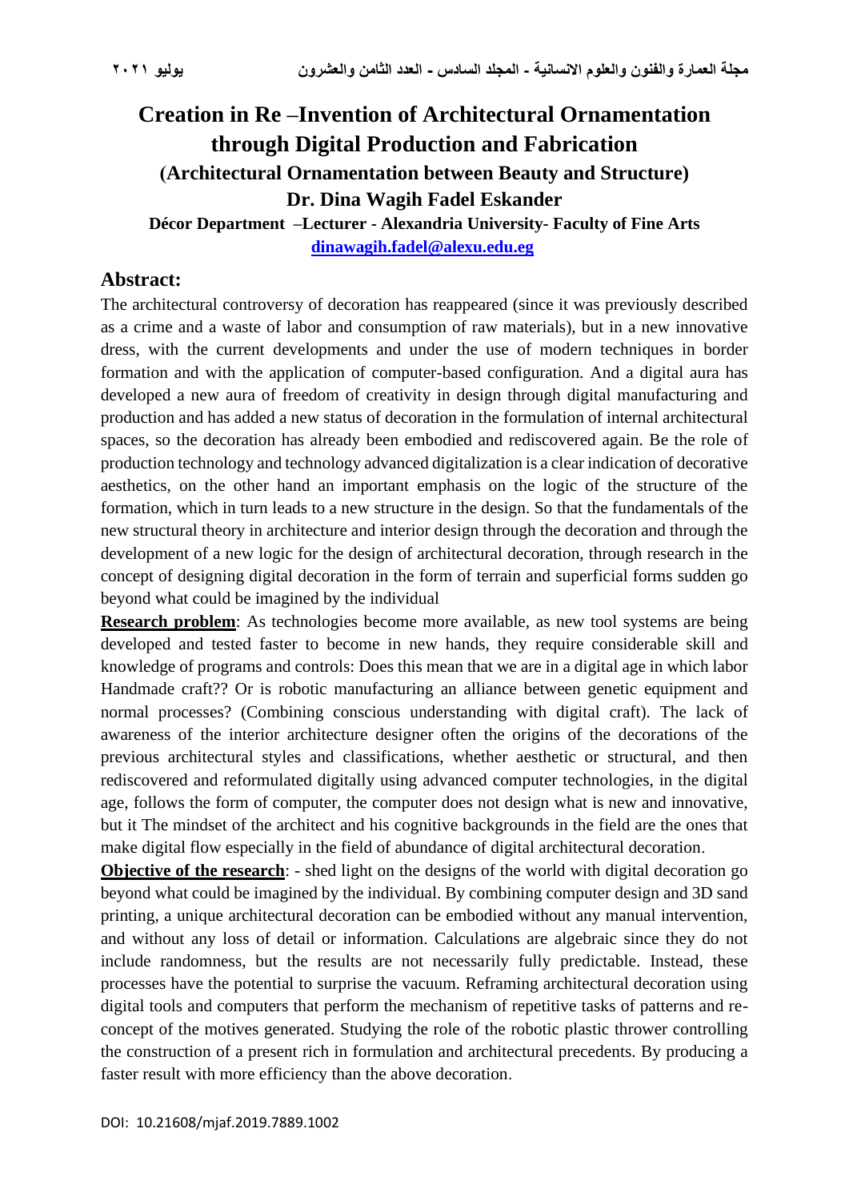# Creation in Re –Invention of Architectural Ornamentation through Digital Production and Fabrication

## (Architectural Ornamentation between Beauty and Structure)

### Dr. Dina Wagih Fadel Eskander

**Décor Department –Lecturer - Alexandria University- Faculty of Fine Arts**

**dinawagih.fadel@alexu.edu.eg**

## Abstract:

The architectural controversy of decoration has reappeared (since it was previously described as a crime and a waste of labor and consumption of raw materials), but in a new innovative dress, with the current developments and under the use of modern techniques in border formation and with the application of computer-based configuration. And a digital aura has developed a new aura of freedom of creativity in design through digital manufacturing and production and has added a new status of decoration in the formulation of internal architectural spaces, so the decoration has already been embodied and rediscovered again. Be the role of production technology and technology advanced digitalization is a clear indication of decorative aesthetics, on the other hand an important emphasis on the logic of the structure of the formation, which in turn leads to a new structure in the design. So that the fundamentals of the new structural theory in architecture and interior design through the decoration and through the development of a new logic for the design of architectural decoration, through research in the concept of designing digital decoration in the form of terrain and superficial forms sudden go beyond what could be imagined by the individual

**Research problem**: As technologies become more available, as new tool systems are being developed and tested faster to become in new hands, they require considerable skill and knowledge of programs and controls: Does this mean that we are in a digital age in which labor Handmade craft?? Or is robotic manufacturing an alliance between genetic equipment and normal processes? (Combining conscious understanding with digital craft). The lack of awareness of the interior architecture designer often the origins of the decorations of the previous architectural styles and classifications, whether aesthetic or structural, and then rediscovered and reformulated digitally using advanced computer technologies, in the digital age, follows the form of computer, the computer does not design what is new and innovative, but it The mindset of the architect and his cognitive backgrounds in the field are the ones that make digital flow especially in the field of abundance of digital architectural decoration.

**Objective of the research**: - shed light on the designs of the world with digital decoration go beyond what could be imagined by the individual. By combining computer design and 3D sand printing, a unique architectural decoration can be embodied without any manual intervention, and without any loss of detail or information. Calculations are algebraic since they do not include randomness, but the results are not necessarily fully predictable. Instead, these processes have the potential to surprise the vacuum. Reframing architectural decoration using digital tools and computers that perform the mechanism of repetitive tasks of patterns and re-concept of the motives generated. Studying the role of the robotic plastic thrower controlling the construction of a present rich in formulation and architectural precedents. By producing a faster result with more efficiency than the above decoration.

DOI: 10.21608/mjaf.2019.7889.1002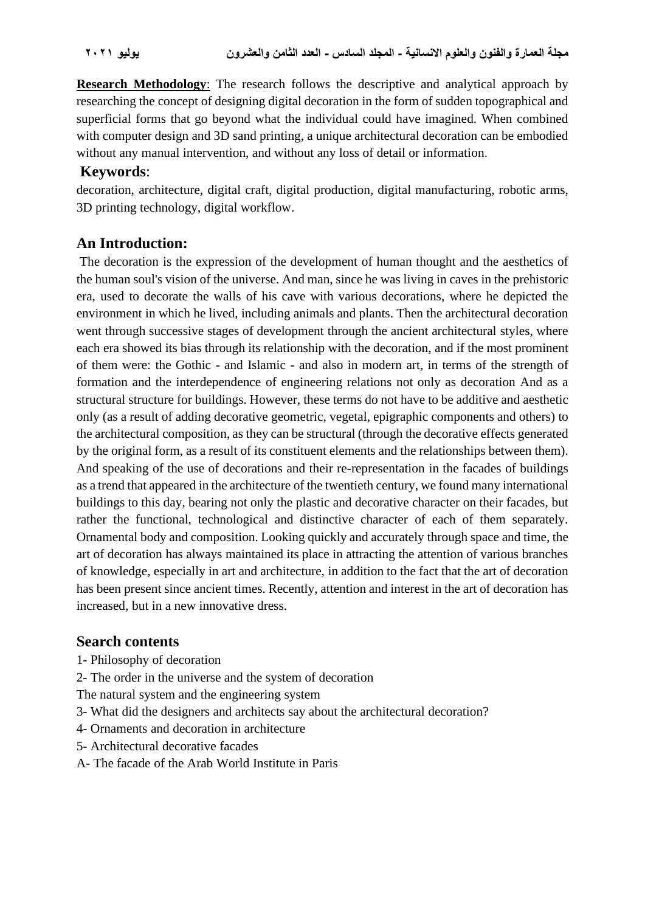**Research Methodology**: The research follows the descriptive and analytical approach by researching the concept of designing digital decoration in the form of sudden topographical and superficial forms that go beyond what the individual could have imagined. When combined with computer design and 3D sand printing, a unique architectural decoration can be embodied without any manual intervention, and without any loss of detail or information.

**Keywords**:

decoration, architecture, digital craft, digital production, digital manufacturing, robotic arms, 3D printing technology, digital workflow.

## An Introduction:

The decoration is the expression of the development of human thought and the aesthetics of the human soul's vision of the universe. And man, since he was living in caves in the prehistoric era, used to decorate the walls of his cave with various decorations, where he depicted the environment in which he lived, including animals and plants. Then the architectural decoration went through successive stages of development through the ancient architectural styles, where each era showed its bias through its relationship with the decoration, and if the most prominent of them were: the Gothic - and Islamic - and also in modern art, in terms of the strength of formation and the interdependence of engineering relations not only as decoration And as a structural structure for buildings. However, these terms do not have to be additive and aesthetic only (as a result of adding decorative geometric, vegetal, epigraphic components and others) to the architectural composition, as they can be structural (through the decorative effects generated by the original form, as a result of its constituent elements and the relationships between them). And speaking of the use of decorations and their re-representation in the facades of buildings as a trend that appeared in the architecture of the twentieth century, we found many international buildings to this day, bearing not only the plastic and decorative character on their facades, but rather the functional, technological and distinctive character of each of them separately. Ornamental body and composition. Looking quickly and accurately through space and time, the art of decoration has always maintained its place in attracting the attention of various branches of knowledge, especially in art and architecture, in addition to the fact that the art of decoration has been present since ancient times. Recently, attention and interest in the art of decoration has increased, but in a new innovative dress.

## Search contents

1- Philosophy of decoration

2- The order in the universe and the system of decoration

The natural system and the engineering system

3- What did the designers and architects say about the architectural decoration?

4- Ornaments and decoration in architecture

5- Architectural decorative facades

A- The facade of the Arab World Institute in Paris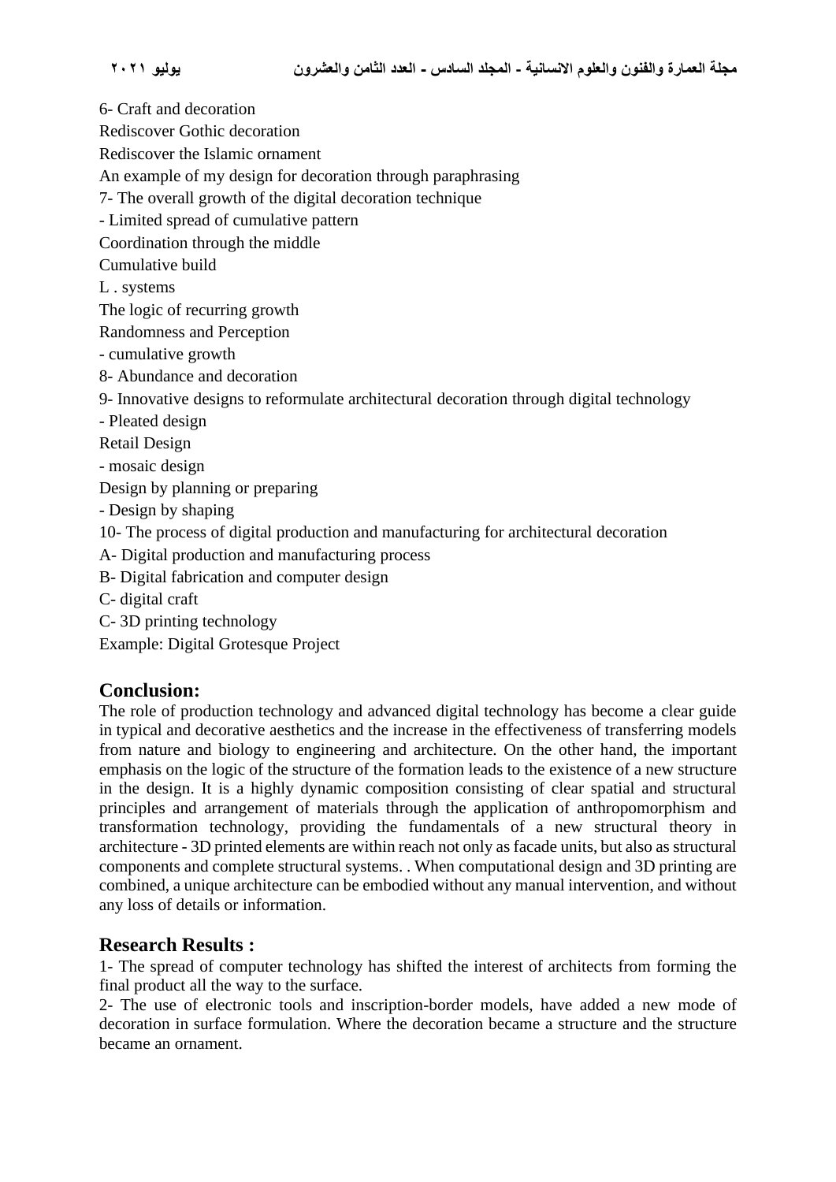6- Craft and decoration

Rediscover Gothic decoration

Rediscover the Islamic ornament

An example of my design for decoration through paraphrasing

7- The overall growth of the digital decoration technique

- Limited spread of cumulative pattern

Coordination through the middle

Cumulative build

L . systems

The logic of recurring growth

Randomness and Perception

- cumulative growth

8- Abundance and decoration

9- Innovative designs to reformulate architectural decoration through digital technology

- Pleated design

Retail Design

- mosaic design

Design by planning or preparing

- Design by shaping

10- The process of digital production and manufacturing for architectural decoration

A- Digital production and manufacturing process

B- Digital fabrication and computer design

C- digital craft

C- 3D printing technology

Example: Digital Grotesque Project

## Conclusion:

The role of production technology and advanced digital technology has become a clear guide in typical and decorative aesthetics and the increase in the effectiveness of transferring models from nature and biology to engineering and architecture. On the other hand, the important emphasis on the logic of the structure of the formation leads to the existence of a new structure in the design. It is a highly dynamic composition consisting of clear spatial and structural principles and arrangement of materials through the application of anthropomorphism and transformation technology, providing the fundamentals of a new structural theory in architecture - 3D printed elements are within reach not only as facade units, but also as structural components and complete structural systems. . When computational design and 3D printing are combined, a unique architecture can be embodied without any manual intervention, and without any loss of details or information.

## Research Results :

1- The spread of computer technology has shifted the interest of architects from forming the final product all the way to the surface.

2- The use of electronic tools and inscription-border models, have added a new mode of decoration in surface formulation. Where the decoration became a structure and the structure became an ornament.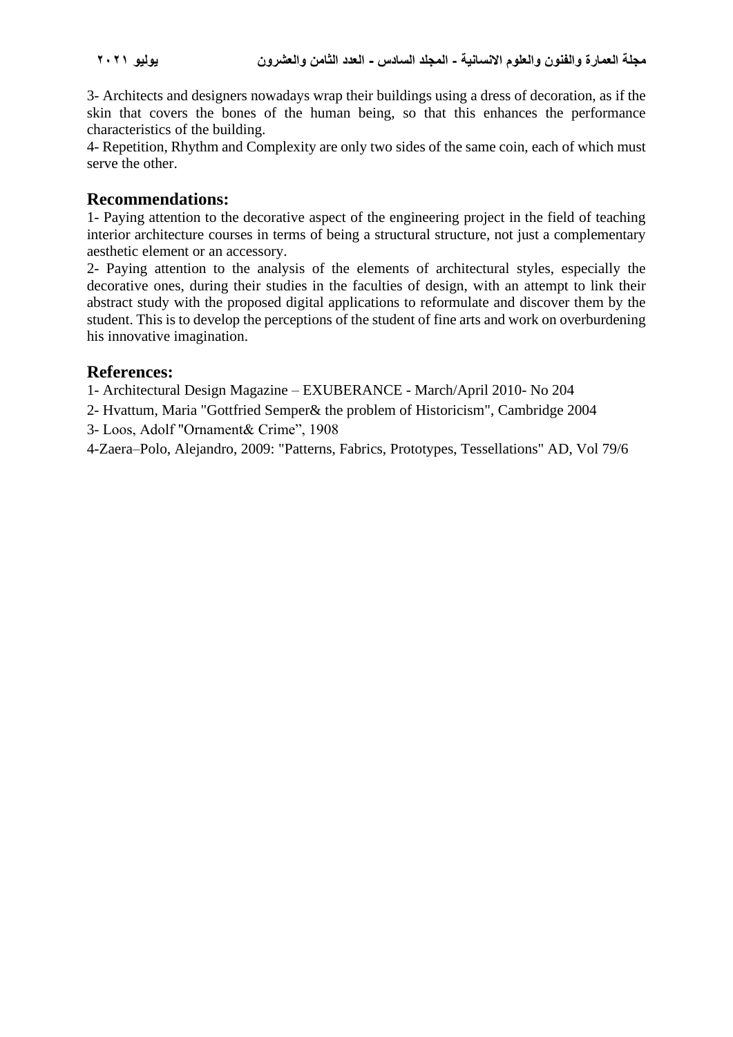3- Architects and designers nowadays wrap their buildings using a dress of decoration, as if the skin that covers the bones of the human being, so that this enhances the performance characteristics of the building.

4- Repetition, Rhythm and Complexity are only two sides of the same coin, each of which must serve the other.

## Recommendations:

1- Paying attention to the decorative aspect of the engineering project in the field of teaching interior architecture courses in terms of being a structural structure, not just a complementary aesthetic element or an accessory.

2- Paying attention to the analysis of the elements of architectural styles, especially the decorative ones, during their studies in the faculties of design, with an attempt to link their abstract study with the proposed digital applications to reformulate and discover them by the student. This is to develop the perceptions of the student of fine arts and work on overburdening his innovative imagination.

## References:

1- Architectural Design Magazine – EXUBERANCE - March/April 2010- No 204

2- Hvattum, Maria "Gottfried Semper& the problem of Historicism", Cambridge 2004

3- Loos, Adolf "Ornament& Crime", 1908

4-Zaera–Polo, Alejandro, 2009: "Patterns, Fabrics, Prototypes, Tessellations" AD, Vol 79/6